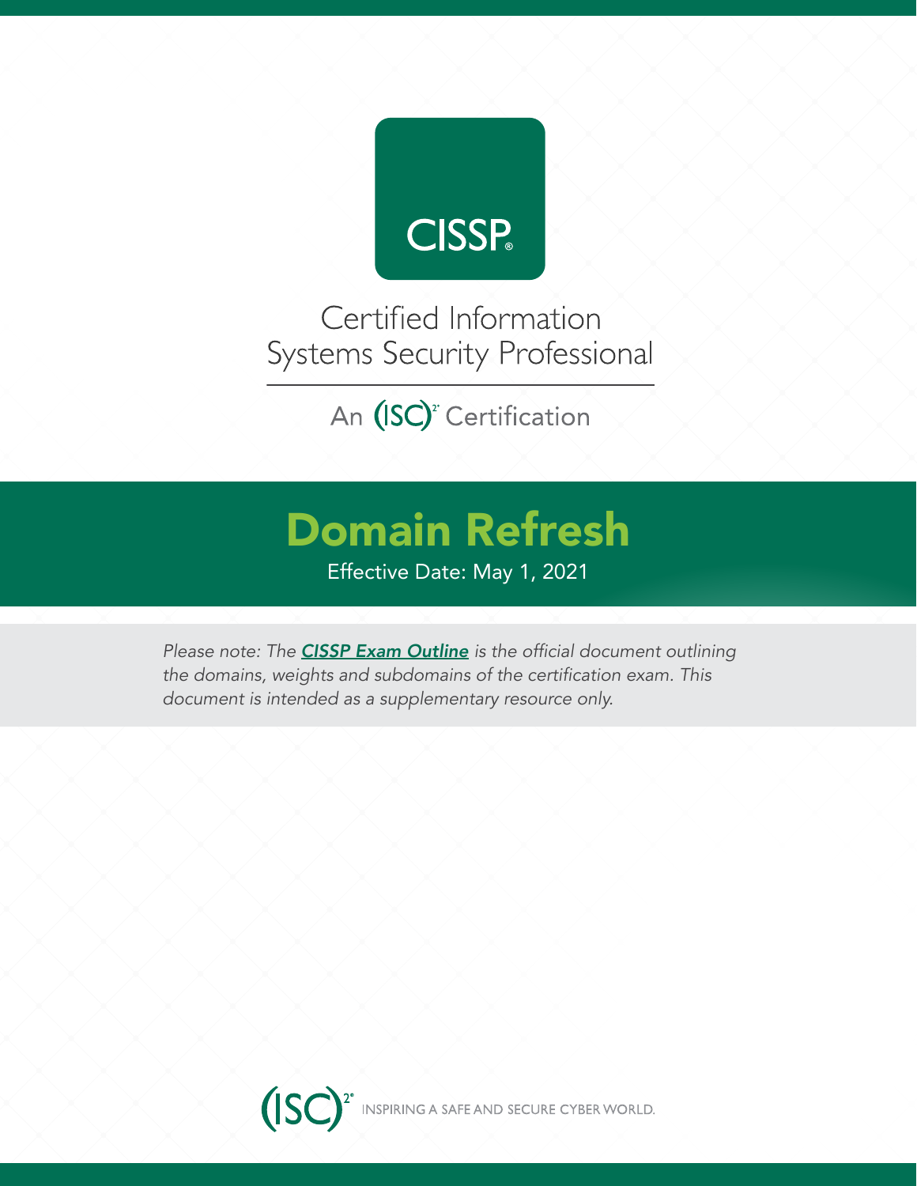# CISSP®

## Certified Information Systems Security Professional

An (ISC)² Certification

# Domain Refresh

Effective Date: May 1, 2021

*Please note: The **CISSP Exam Outline** is the official document outlining the domains, weights and subdomains of the certification exam. This document is intended as a supplementary resource only.*

(ISC)² INSPIRING A SAFE AND SECURE CYBER WORLD.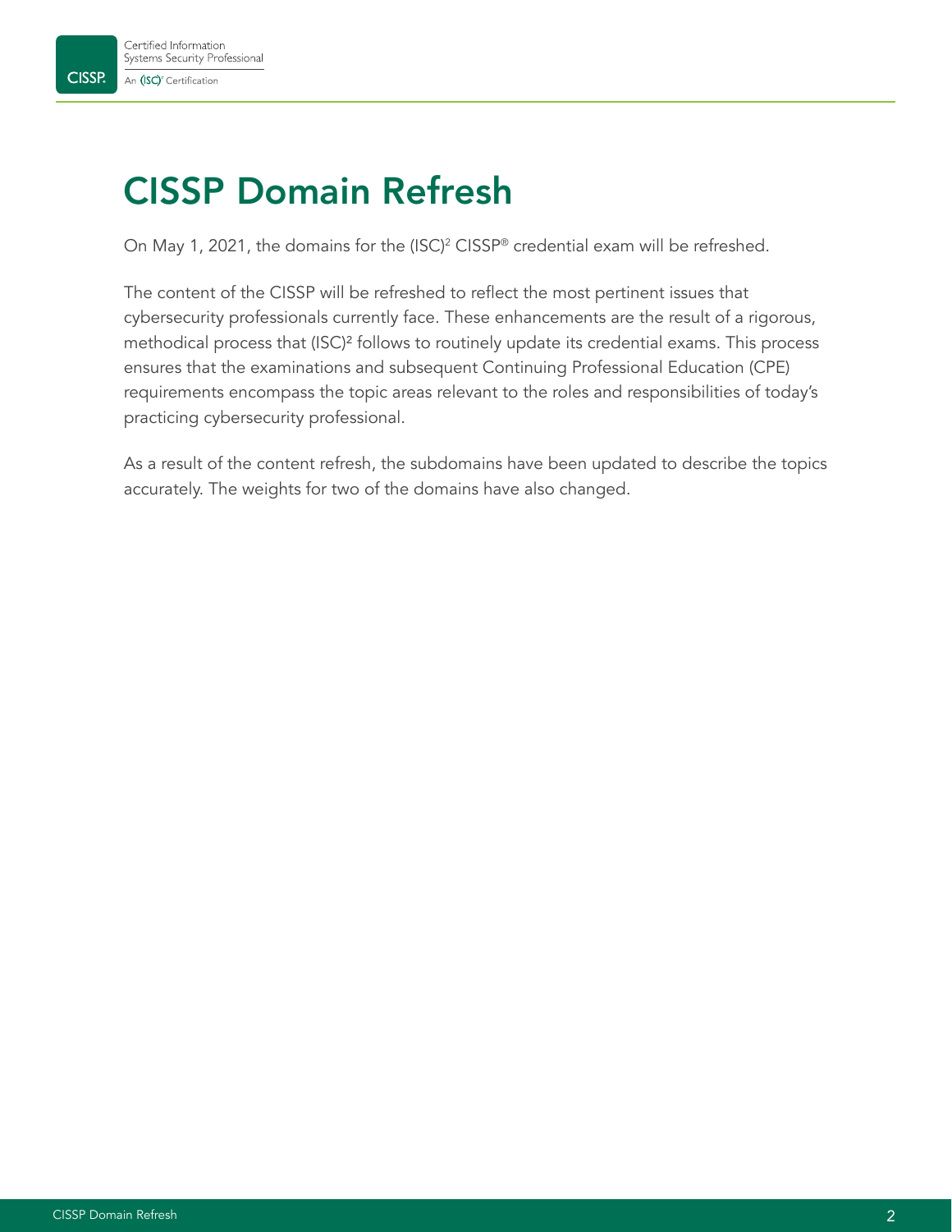# CISSP Domain Refresh

On May 1, 2021, the domains for the (ISC)² CISSP® credential exam will be refreshed.

The content of the CISSP will be refreshed to reflect the most pertinent issues that cybersecurity professionals currently face. These enhancements are the result of a rigorous, methodical process that (ISC)² follows to routinely update its credential exams. This process ensures that the examinations and subsequent Continuing Professional Education (CPE) requirements encompass the topic areas relevant to the roles and responsibilities of today's practicing cybersecurity professional.

As a result of the content refresh, the subdomains have been updated to describe the topics accurately. The weights for two of the domains have also changed.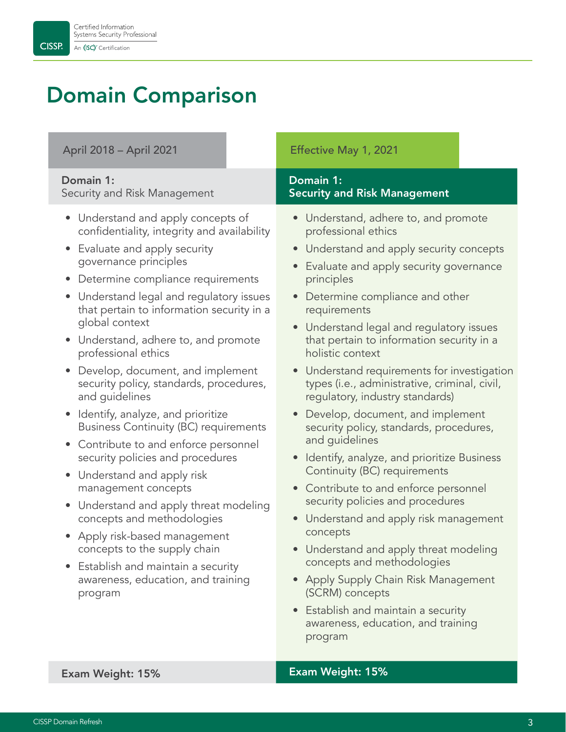# Domain Comparison

## April 2018 – April 2021

**Domain 1:**
Security and Risk Management

- Understand and apply concepts of confidentiality, integrity and availability
- Evaluate and apply security governance principles
- Determine compliance requirements
- Understand legal and regulatory issues that pertain to information security in a global context
- Understand, adhere to, and promote professional ethics
- Develop, document, and implement security policy, standards, procedures, and guidelines
- Identify, analyze, and prioritize Business Continuity (BC) requirements
- Contribute to and enforce personnel security policies and procedures
- Understand and apply risk management concepts
- Understand and apply threat modeling concepts and methodologies
- Apply risk-based management concepts to the supply chain
- Establish and maintain a security awareness, education, and training program

**Exam Weight: 15%**

## Effective May 1, 2021

**Domain 1:**
**Security and Risk Management**

- Understand, adhere to, and promote professional ethics
- Understand and apply security concepts
- Evaluate and apply security governance principles
- Determine compliance and other requirements
- Understand legal and regulatory issues that pertain to information security in a holistic context
- Understand requirements for investigation types (i.e., administrative, criminal, civil, regulatory, industry standards)
- Develop, document, and implement security policy, standards, procedures, and guidelines
- Identify, analyze, and prioritize Business Continuity (BC) requirements
- Contribute to and enforce personnel security policies and procedures
- Understand and apply risk management concepts
- Understand and apply threat modeling concepts and methodologies
- Apply Supply Chain Risk Management (SCRM) concepts
- Establish and maintain a security awareness, education, and training program

**Exam Weight: 15%**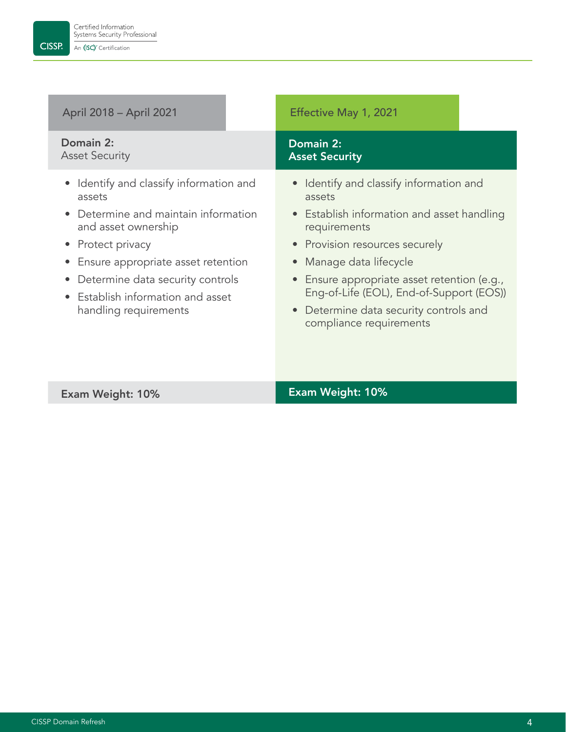| April 2018 – April 2021 | Effective May 1, 2021 |
| --- | --- |
| **Domain 2:** Asset Security | **Domain 2: Asset Security** |
| • Identify and classify information and assets<br>• Determine and maintain information and asset ownership<br>• Protect privacy<br>• Ensure appropriate asset retention<br>• Determine data security controls<br>• Establish information and asset handling requirements | • Identify and classify information and assets<br>• Establish information and asset handling requirements<br>• Provision resources securely<br>• Manage data lifecycle<br>• Ensure appropriate asset retention (e.g., Eng-of-Life (EOL), End-of-Support (EOS))<br>• Determine data security controls and compliance requirements |
| **Exam Weight: 10%** | **Exam Weight: 10%** |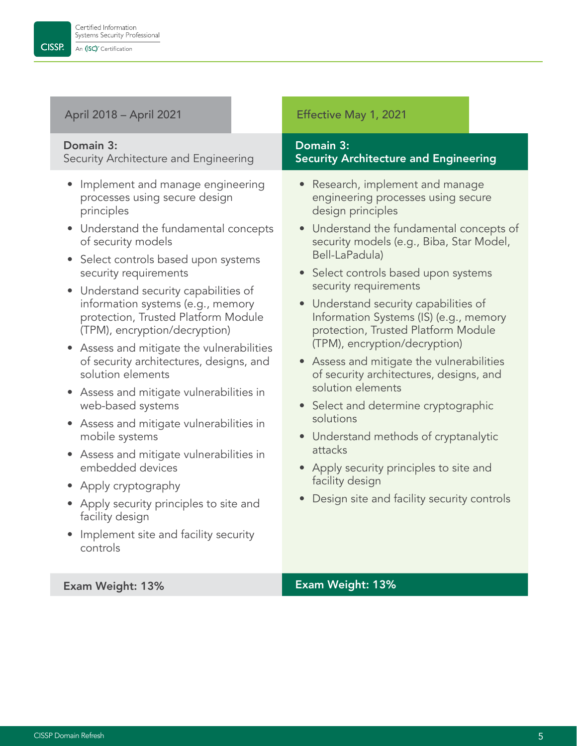| April 2018 – April 2021 | Effective May 1, 2021 |
| --- | --- |
| **Domain 3:** Security Architecture and Engineering | **Domain 3: Security Architecture and Engineering** |
| • Implement and manage engineering processes using secure design principles<br>• Understand the fundamental concepts of security models<br>• Select controls based upon systems security requirements<br>• Understand security capabilities of information systems (e.g., memory protection, Trusted Platform Module (TPM), encryption/decryption)<br>• Assess and mitigate the vulnerabilities of security architectures, designs, and solution elements<br>• Assess and mitigate vulnerabilities in web-based systems<br>• Assess and mitigate vulnerabilities in mobile systems<br>• Assess and mitigate vulnerabilities in embedded devices<br>• Apply cryptography<br>• Apply security principles to site and facility design<br>• Implement site and facility security controls | • Research, implement and manage engineering processes using secure design principles<br>• Understand the fundamental concepts of security models (e.g., Biba, Star Model, Bell-LaPadula)<br>• Select controls based upon systems security requirements<br>• Understand security capabilities of Information Systems (IS) (e.g., memory protection, Trusted Platform Module (TPM), encryption/decryption)<br>• Assess and mitigate the vulnerabilities of security architectures, designs, and solution elements<br>• Select and determine cryptographic solutions<br>• Understand methods of cryptanalytic attacks<br>• Apply security principles to site and facility design<br>• Design site and facility security controls |
| **Exam Weight: 13%** | **Exam Weight: 13%** |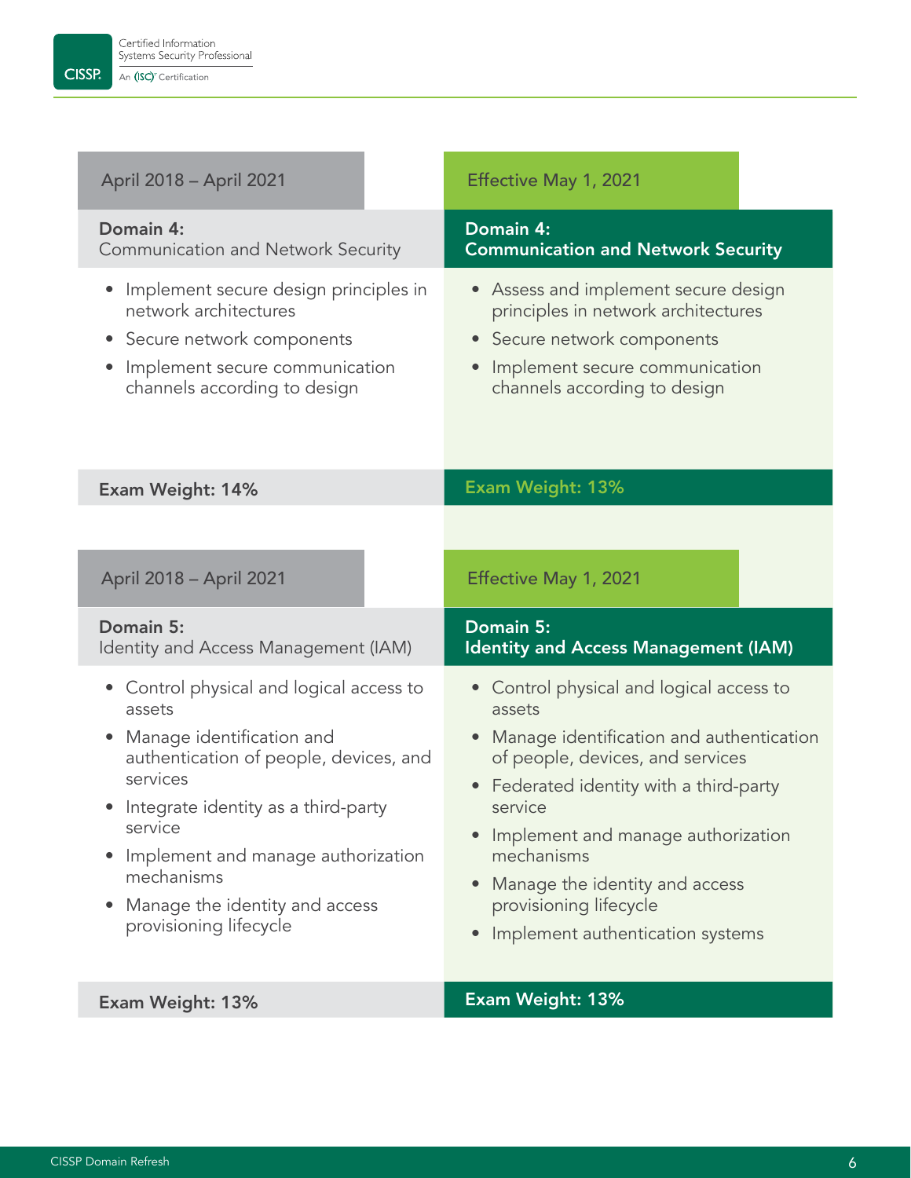| April 2018 – April 2021 | Effective May 1, 2021 |
| --- | --- |
| **Domain 4:** Communication and Network Security | **Domain 4: Communication and Network Security** |
| • Implement secure design principles in network architectures<br>• Secure network components<br>• Implement secure communication channels according to design | • Assess and implement secure design principles in network architectures<br>• Secure network components<br>• Implement secure communication channels according to design |
| **Exam Weight: 14%** | **Exam Weight: 13%** |

| April 2018 – April 2021 | Effective May 1, 2021 |
| --- | --- |
| **Domain 5:** Identity and Access Management (IAM) | **Domain 5: Identity and Access Management (IAM)** |
| • Control physical and logical access to assets<br>• Manage identification and authentication of people, devices, and services<br>• Integrate identity as a third-party service<br>• Implement and manage authorization mechanisms<br>• Manage the identity and access provisioning lifecycle | • Control physical and logical access to assets<br>• Manage identification and authentication of people, devices, and services<br>• Federated identity with a third-party service<br>• Implement and manage authorization mechanisms<br>• Manage the identity and access provisioning lifecycle<br>• Implement authentication systems |
| **Exam Weight: 13%** | **Exam Weight: 13%** |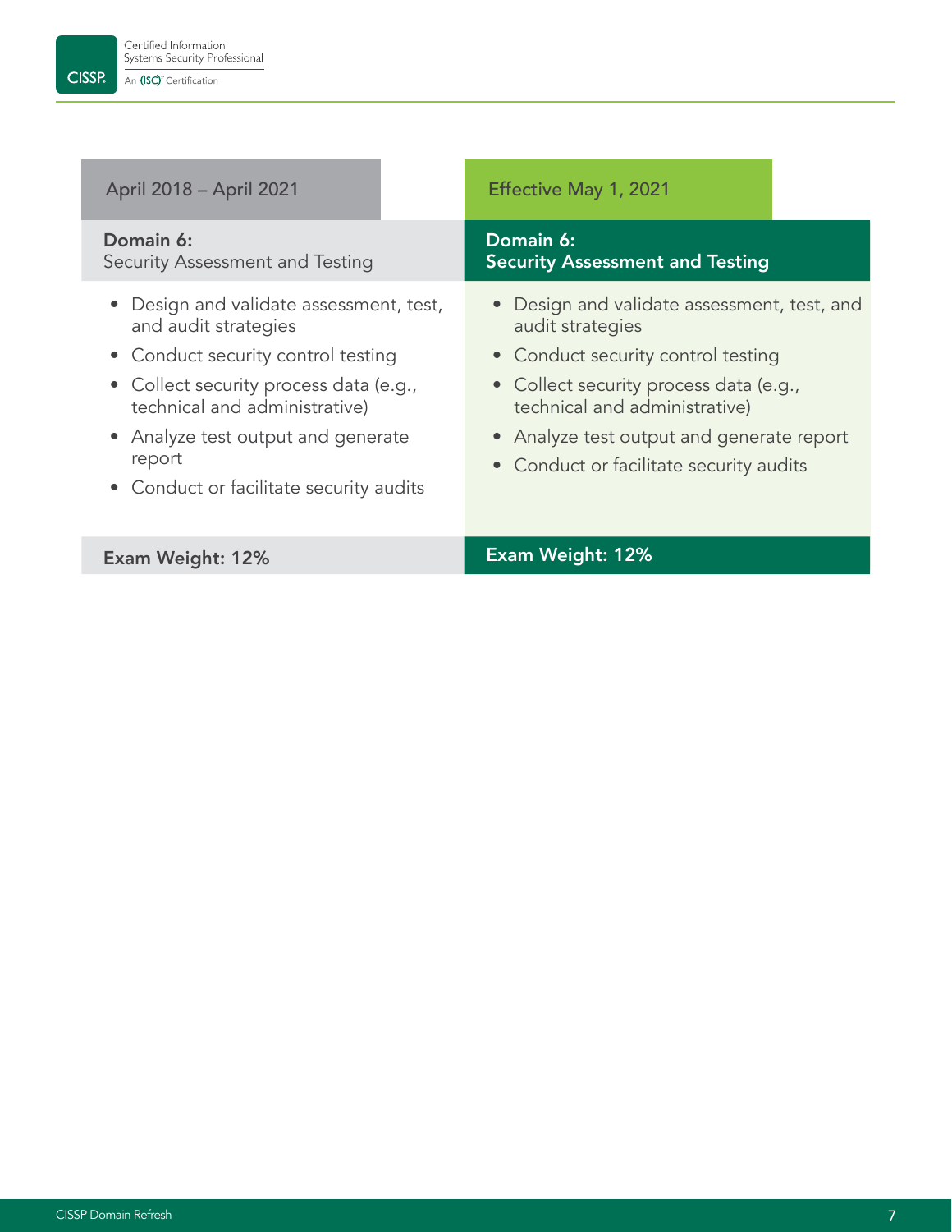| April 2018 – April 2021 | Effective May 1, 2021 |
|---|---|
| **Domain 6:** Security Assessment and Testing | **Domain 6: Security Assessment and Testing** |
| • Design and validate assessment, test, and audit strategies<br>• Conduct security control testing<br>• Collect security process data (e.g., technical and administrative)<br>• Analyze test output and generate report<br>• Conduct or facilitate security audits | • Design and validate assessment, test, and audit strategies<br>• Conduct security control testing<br>• Collect security process data (e.g., technical and administrative)<br>• Analyze test output and generate report<br>• Conduct or facilitate security audits |
| **Exam Weight: 12%** | **Exam Weight: 12%** |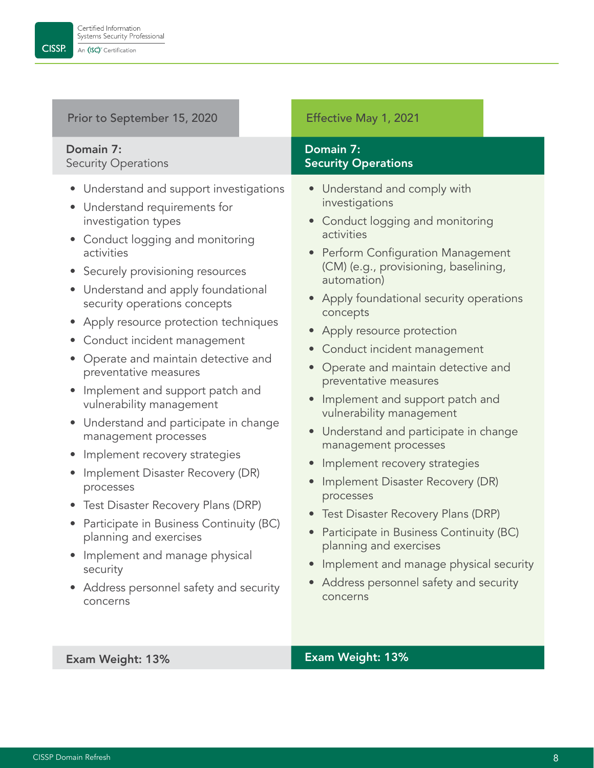| Prior to September 15, 2020 | Effective May 1, 2021 |
| --- | --- |
| **Domain 7:** Security Operations | **Domain 7: Security Operations** |
| • Understand and support investigations<br>• Understand requirements for investigation types<br>• Conduct logging and monitoring activities<br>• Securely provisioning resources<br>• Understand and apply foundational security operations concepts<br>• Apply resource protection techniques<br>• Conduct incident management<br>• Operate and maintain detective and preventative measures<br>• Implement and support patch and vulnerability management<br>• Understand and participate in change management processes<br>• Implement recovery strategies<br>• Implement Disaster Recovery (DR) processes<br>• Test Disaster Recovery Plans (DRP)<br>• Participate in Business Continuity (BC) planning and exercises<br>• Implement and manage physical security<br>• Address personnel safety and security concerns | • Understand and comply with investigations<br>• Conduct logging and monitoring activities<br>• Perform Configuration Management (CM) (e.g., provisioning, baselining, automation)<br>• Apply foundational security operations concepts<br>• Apply resource protection<br>• Conduct incident management<br>• Operate and maintain detective and preventative measures<br>• Implement and support patch and vulnerability management<br>• Understand and participate in change management processes<br>• Implement recovery strategies<br>• Implement Disaster Recovery (DR) processes<br>• Test Disaster Recovery Plans (DRP)<br>• Participate in Business Continuity (BC) planning and exercises<br>• Implement and manage physical security<br>• Address personnel safety and security concerns |
| **Exam Weight: 13%** | **Exam Weight: 13%** |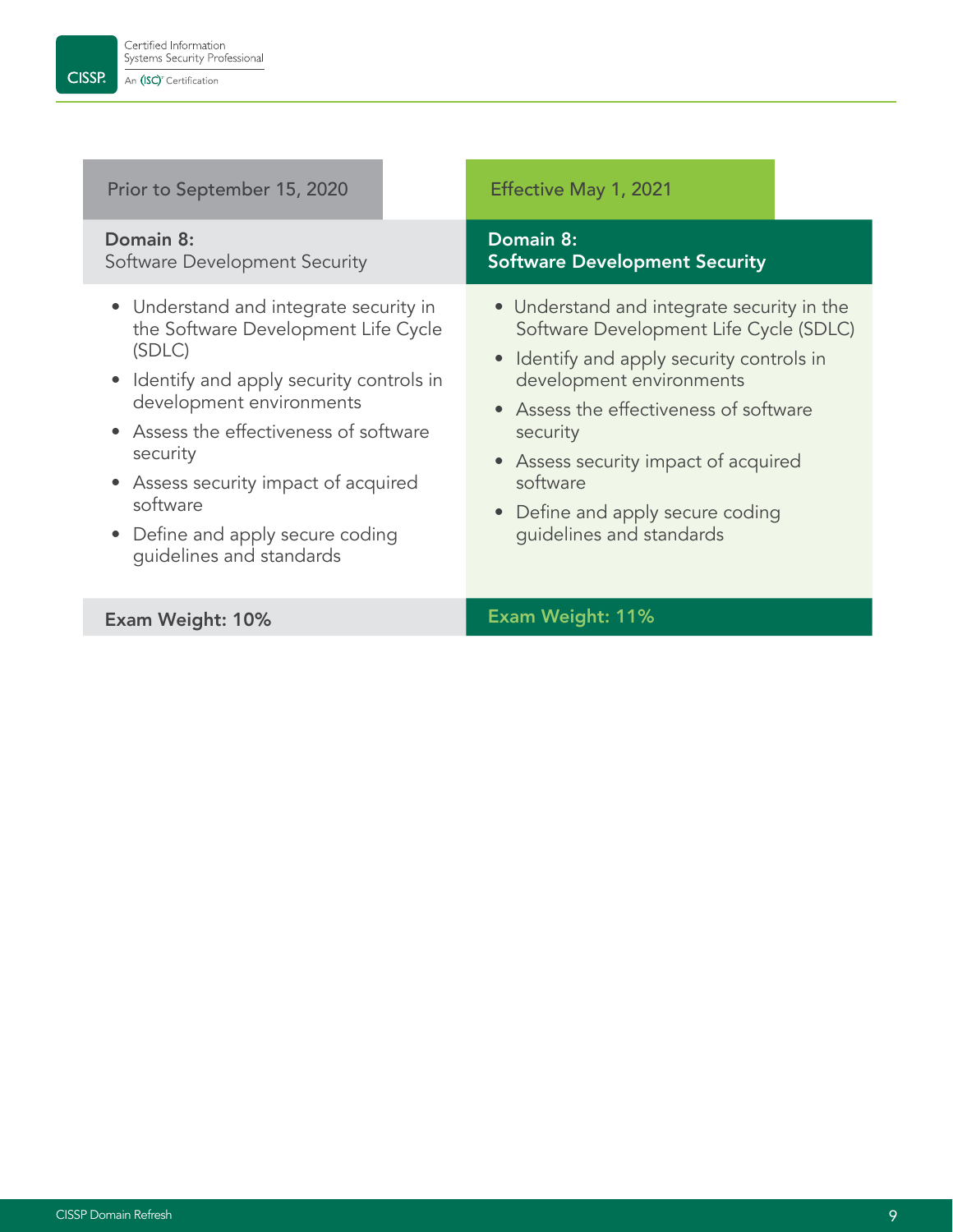| Prior to September 15, 2020 | Effective May 1, 2021 |
| --- | --- |
| **Domain 8:** Software Development Security | **Domain 8: Software Development Security** |
| • Understand and integrate security in the Software Development Life Cycle (SDLC)<br>• Identify and apply security controls in development environments<br>• Assess the effectiveness of software security<br>• Assess security impact of acquired software<br>• Define and apply secure coding guidelines and standards | • Understand and integrate security in the Software Development Life Cycle (SDLC)<br>• Identify and apply security controls in development environments<br>• Assess the effectiveness of software security<br>• Assess security impact of acquired software<br>• Define and apply secure coding guidelines and standards |
| **Exam Weight: 10%** | **Exam Weight: 11%** |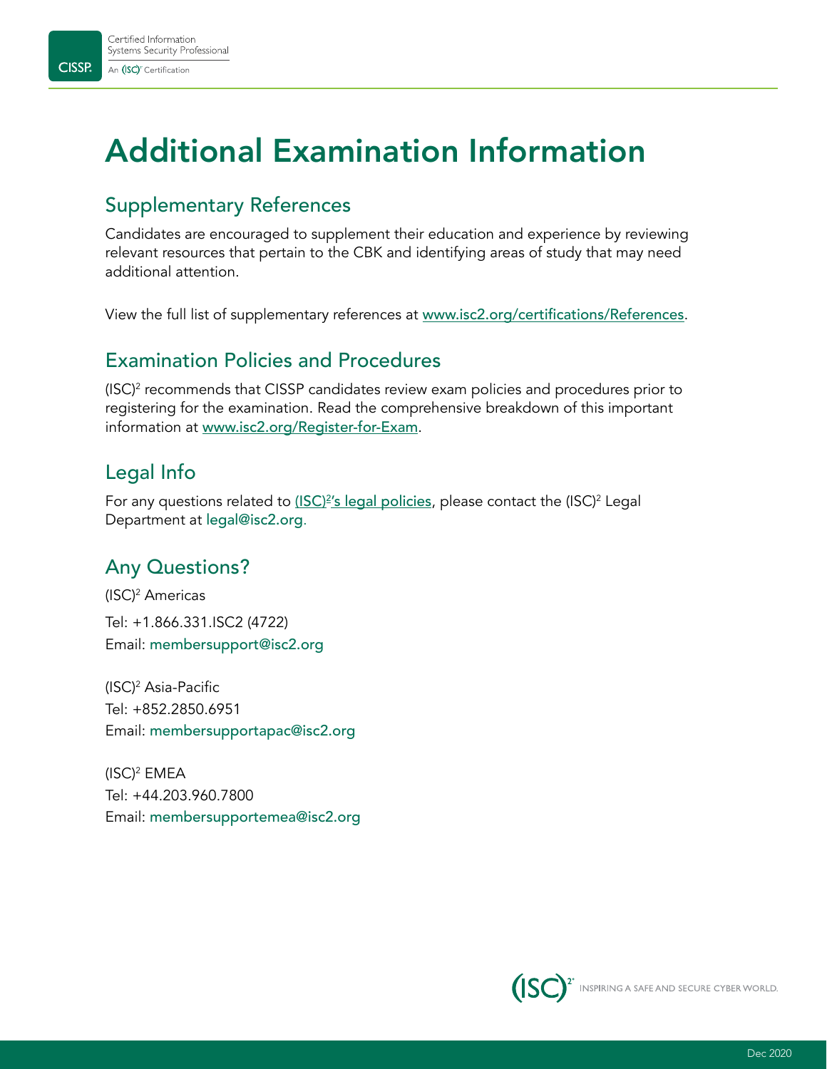# Additional Examination Information

## Supplementary References

Candidates are encouraged to supplement their education and experience by reviewing relevant resources that pertain to the CBK and identifying areas of study that may need additional attention.

View the full list of supplementary references at www.isc2.org/certifications/References.

## Examination Policies and Procedures

(ISC)² recommends that CISSP candidates review exam policies and procedures prior to registering for the examination. Read the comprehensive breakdown of this important information at www.isc2.org/Register-for-Exam.

## Legal Info

For any questions related to (ISC)²'s legal policies, please contact the (ISC)² Legal Department at legal@isc2.org.

## Any Questions?

(ISC)² Americas
Tel: +1.866.331.ISC2 (4722)
Email: membersupport@isc2.org

(ISC)² Asia-Pacific
Tel: +852.2850.6951
Email: membersupportapac@isc2.org

(ISC)² EMEA
Tel: +44.203.960.7800
Email: membersupportemea@isc2.org

(ISC)² INSPIRING A SAFE AND SECURE CYBER WORLD.

Dec 2020